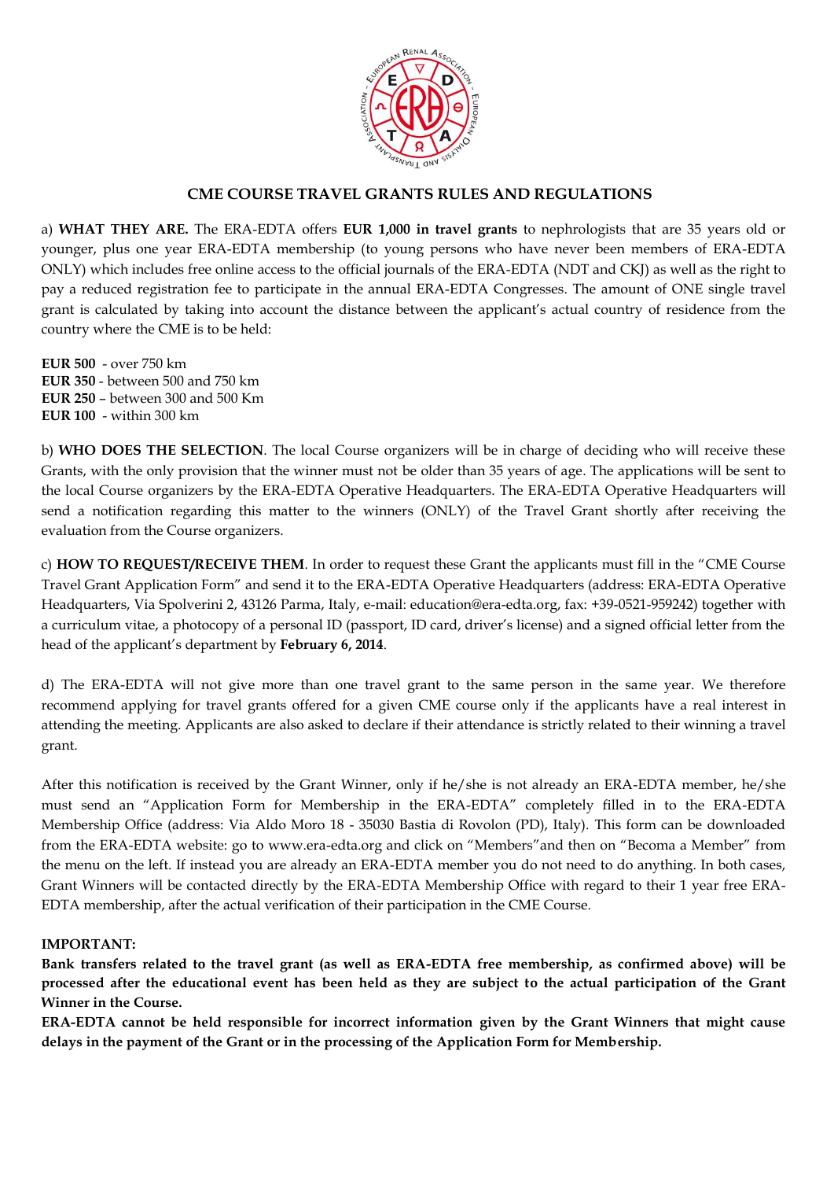# CME COURSE TRAVEL GRANTS RULES AND REGULATIONS

a) **WHAT THEY ARE.** The ERA-EDTA offers **EUR 1,000 in travel grants** to nephrologists that are 35 years old or younger, plus one year ERA-EDTA membership (to young persons who have never been members of ERA-EDTA ONLY) which includes free online access to the official journals of the ERA-EDTA (NDT and CKJ) as well as the right to pay a reduced registration fee to participate in the annual ERA-EDTA Congresses. The amount of ONE single travel grant is calculated by taking into account the distance between the applicant's actual country of residence from the country where the CME is to be held:

**EUR 500** - over 750 km
**EUR 350** - between 500 and 750 km
**EUR 250** – between 300 and 500 Km
**EUR 100** - within 300 km

b) **WHO DOES THE SELECTION**. The local Course organizers will be in charge of deciding who will receive these Grants, with the only provision that the winner must not be older than 35 years of age. The applications will be sent to the local Course organizers by the ERA-EDTA Operative Headquarters. The ERA-EDTA Operative Headquarters will send a notification regarding this matter to the winners (ONLY) of the Travel Grant shortly after receiving the evaluation from the Course organizers.

c) **HOW TO REQUEST/RECEIVE THEM**. In order to request these Grant the applicants must fill in the "CME Course Travel Grant Application Form" and send it to the ERA-EDTA Operative Headquarters (address: ERA-EDTA Operative Headquarters, Via Spolverini 2, 43126 Parma, Italy, e-mail: education@era-edta.org, fax: +39-0521-959242) together with a curriculum vitae, a photocopy of a personal ID (passport, ID card, driver's license) and a signed official letter from the head of the applicant's department by **February 6, 2014**.

d) The ERA-EDTA will not give more than one travel grant to the same person in the same year. We therefore recommend applying for travel grants offered for a given CME course only if the applicants have a real interest in attending the meeting. Applicants are also asked to declare if their attendance is strictly related to their winning a travel grant.

After this notification is received by the Grant Winner, only if he/she is not already an ERA-EDTA member, he/she must send an "Application Form for Membership in the ERA-EDTA" completely filled in to the ERA-EDTA Membership Office (address: Via Aldo Moro 18 - 35030 Bastia di Rovolon (PD), Italy). This form can be downloaded from the ERA-EDTA website: go to www.era-edta.org and click on "Members"and then on "Becoma a Member" from the menu on the left. If instead you are already an ERA-EDTA member you do not need to do anything. In both cases, Grant Winners will be contacted directly by the ERA-EDTA Membership Office with regard to their 1 year free ERA-EDTA membership, after the actual verification of their participation in the CME Course.

**IMPORTANT:**

**Bank transfers related to the travel grant (as well as ERA-EDTA free membership, as confirmed above) will be processed after the educational event has been held as they are subject to the actual participation of the Grant Winner in the Course.**

**ERA-EDTA cannot be held responsible for incorrect information given by the Grant Winners that might cause delays in the payment of the Grant or in the processing of the Application Form for Membership.**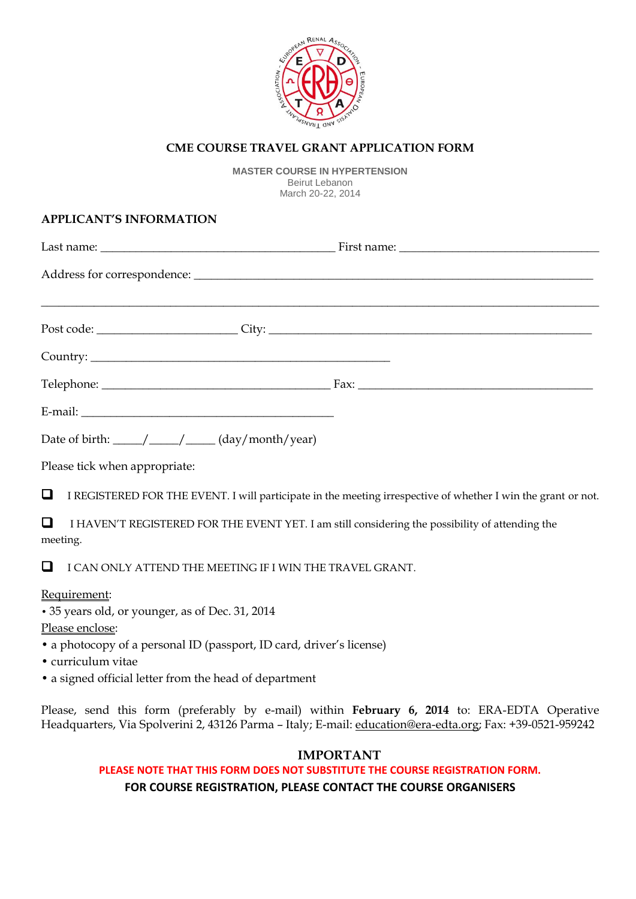# CME COURSE TRAVEL GRANT APPLICATION FORM

MASTER COURSE IN HYPERTENSION
Beirut Lebanon
March 20-22, 2014

## APPLICANT'S INFORMATION

Last name: ________________________________________ First name: __________________________________

Address for correspondence: _____________________________________________________________________

_____________________________________________________________________________________________

Post code: ________________________ City: _______________________________________________________

Country: ___________________________________________________

Telephone: _______________________________________ Fax: ________________________________________

E-mail: ___________________________________________

Date of birth: _____/_____/_____ (day/month/year)

Please tick when appropriate:

❑ I REGISTERED FOR THE EVENT. I will participate in the meeting irrespective of whether I win the grant or not.

❑ I HAVEN'T REGISTERED FOR THE EVENT YET. I am still considering the possibility of attending the meeting.

❑ I CAN ONLY ATTEND THE MEETING IF I WIN THE TRAVEL GRANT.

Requirement:
• 35 years old, or younger, as of Dec. 31, 2014

Please enclose:
• a photocopy of a personal ID (passport, ID card, driver's license)
• curriculum vitae
• a signed official letter from the head of department

Please, send this form (preferably by e-mail) within **February 6, 2014** to: ERA-EDTA Operative Headquarters, Via Spolverini 2, 43126 Parma – Italy; E-mail: education@era-edta.org; Fax: +39-0521-959242

## IMPORTANT

**PLEASE NOTE THAT THIS FORM DOES NOT SUBSTITUTE THE COURSE REGISTRATION FORM.**

**FOR COURSE REGISTRATION, PLEASE CONTACT THE COURSE ORGANISERS**